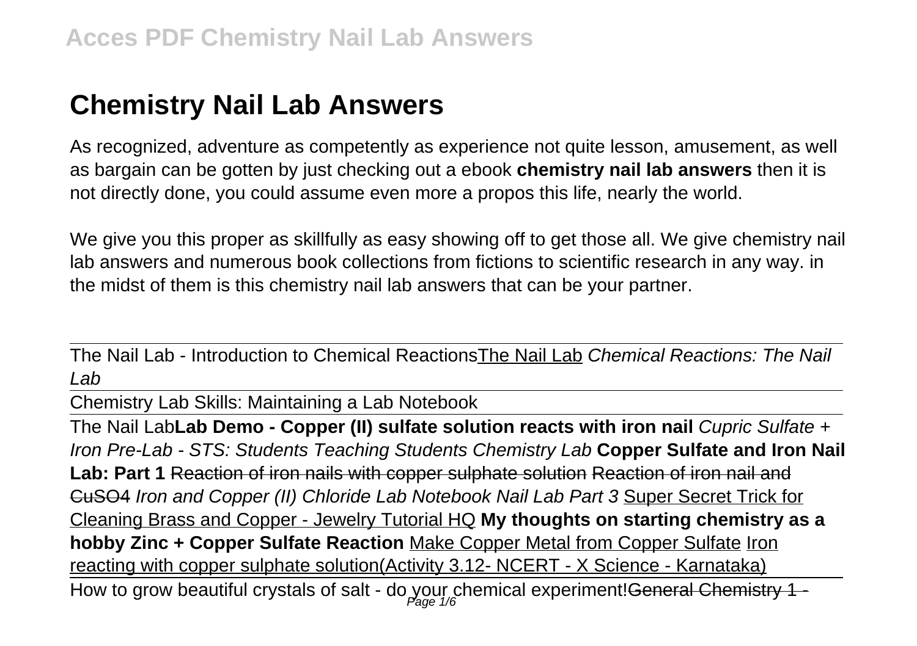# Chemistry Nail Lab Answers

As recognized, adventure as competently as experience not quite lesson, amusement, as well as bargain can be gotten by just checking out a ebook **chemistry nail lab answers** then it is not directly done, you could assume even more a propos this life, nearly the world.

We give you this proper as skillfully as easy showing off to get those all. We give chemistry nail lab answers and numerous book collections from fictions to scientific research in any way. in the midst of them is this chemistry nail lab answers that can be your partner.

---

The Nail Lab - Introduction to Chemical Reactions The Nail Lab *Chemical Reactions: The Nail Lab*

---

Chemistry Lab Skills: Maintaining a Lab Notebook

---

The Nail Lab **Lab Demo - Copper (II) sulfate solution reacts with iron nail** *Cupric Sulfate + Iron Pre-Lab - STS: Students Teaching Students Chemistry Lab* **Copper Sulfate and Iron Nail Lab: Part 1** ~~Reaction of iron nails with copper sulphate solution~~ ~~Reaction of iron nail and CuSO4~~ *Iron and Copper (II) Chloride Lab Notebook Nail Lab Part 3* Super Secret Trick for Cleaning Brass and Copper - Jewelry Tutorial HQ **My thoughts on starting chemistry as a hobby Zinc + Copper Sulfate Reaction** Make Copper Metal from Copper Sulfate Iron reacting with copper sulphate solution(Activity 3.12- NCERT - X Science - Karnataka)

---

How to grow beautiful crystals of salt - do your chemical experiment! ~~General Chemistry 1 -~~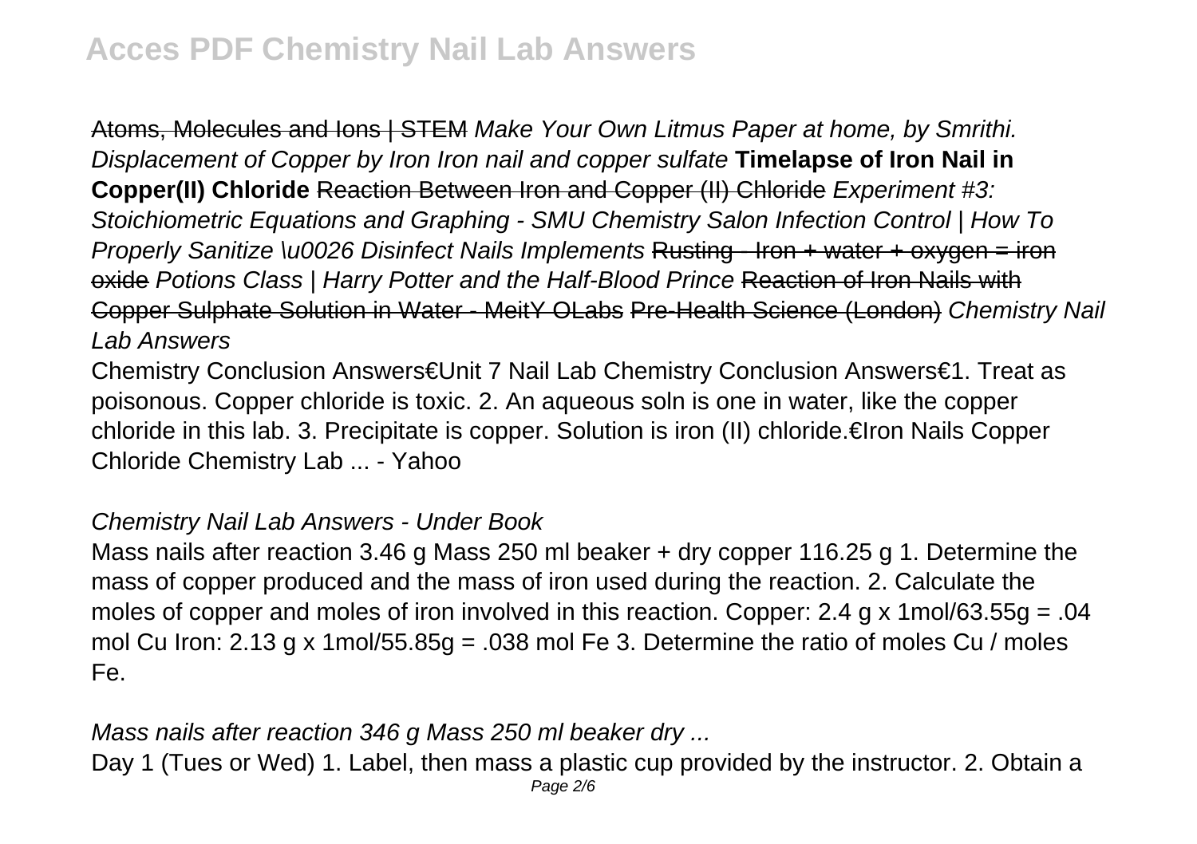Atoms, Molecules and Ions | STEM *Make Your Own Litmus Paper at home, by Smrithi.* *Displacement of Copper by Iron Iron nail and copper sulfate* **Timelapse of Iron Nail in Copper(II) Chloride** Reaction Between Iron and Copper (II) Chloride *Experiment #3: Stoichiometric Equations and Graphing - SMU Chemistry Salon Infection Control | How To Properly Sanitize \u0026 Disinfect Nails Implements* Rusting - Iron + water + oxygen = iron oxide *Potions Class | Harry Potter and the Half-Blood Prince* Reaction of Iron Nails with Copper Sulphate Solution in Water - MeitY OLabs Pre-Health Science (London) *Chemistry Nail Lab Answers*

Chemistry Conclusion Answers€Unit 7 Nail Lab Chemistry Conclusion Answers€1. Treat as poisonous. Copper chloride is toxic. 2. An aqueous soln is one in water, like the copper chloride in this lab. 3. Precipitate is copper. Solution is iron (II) chloride.€Iron Nails Copper Chloride Chemistry Lab ... - Yahoo

### *Chemistry Nail Lab Answers - Under Book*

Mass nails after reaction 3.46 g Mass 250 ml beaker + dry copper 116.25 g 1. Determine the mass of copper produced and the mass of iron used during the reaction. 2. Calculate the moles of copper and moles of iron involved in this reaction. Copper: 2.4 g x 1mol/63.55g = .04 mol Cu Iron: 2.13 g x 1mol/55.85g = .038 mol Fe 3. Determine the ratio of moles Cu / moles Fe.

### *Mass nails after reaction 346 g Mass 250 ml beaker dry ...*

Day 1 (Tues or Wed) 1. Label, then mass a plastic cup provided by the instructor. 2. Obtain a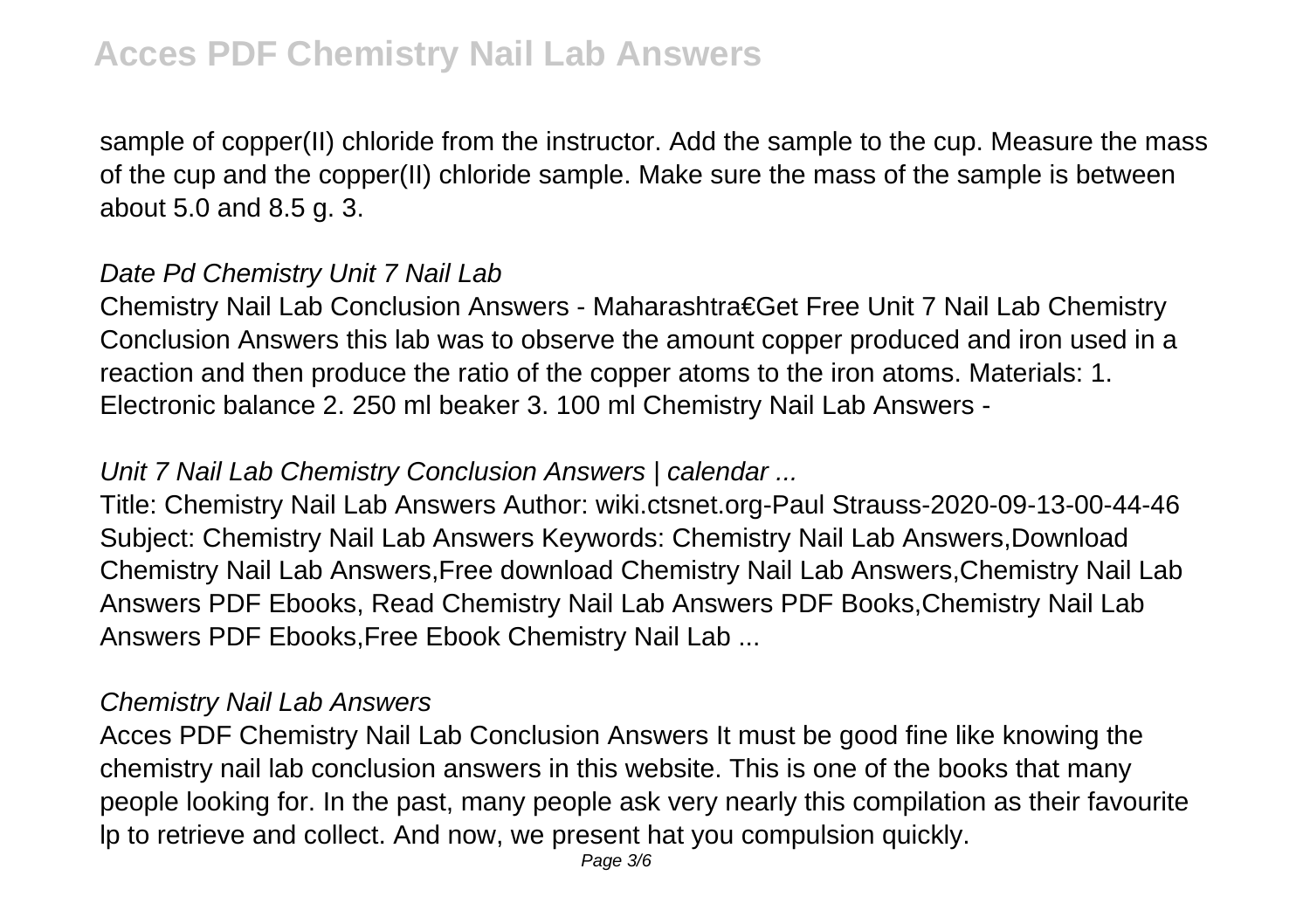sample of copper(II) chloride from the instructor. Add the sample to the cup. Measure the mass of the cup and the copper(II) chloride sample. Make sure the mass of the sample is between about 5.0 and 8.5 g. 3.

### *Date Pd Chemistry Unit 7 Nail Lab*

Chemistry Nail Lab Conclusion Answers - Maharashtra€Get Free Unit 7 Nail Lab Chemistry Conclusion Answers this lab was to observe the amount copper produced and iron used in a reaction and then produce the ratio of the copper atoms to the iron atoms. Materials: 1. Electronic balance 2. 250 ml beaker 3. 100 ml Chemistry Nail Lab Answers -

### *Unit 7 Nail Lab Chemistry Conclusion Answers | calendar ...*

Title: Chemistry Nail Lab Answers Author: wiki.ctsnet.org-Paul Strauss-2020-09-13-00-44-46 Subject: Chemistry Nail Lab Answers Keywords: Chemistry Nail Lab Answers,Download Chemistry Nail Lab Answers,Free download Chemistry Nail Lab Answers,Chemistry Nail Lab Answers PDF Ebooks, Read Chemistry Nail Lab Answers PDF Books,Chemistry Nail Lab Answers PDF Ebooks,Free Ebook Chemistry Nail Lab ...

### *Chemistry Nail Lab Answers*

Acces PDF Chemistry Nail Lab Conclusion Answers It must be good fine like knowing the chemistry nail lab conclusion answers in this website. This is one of the books that many people looking for. In the past, many people ask very nearly this compilation as their favourite lp to retrieve and collect. And now, we present hat you compulsion quickly.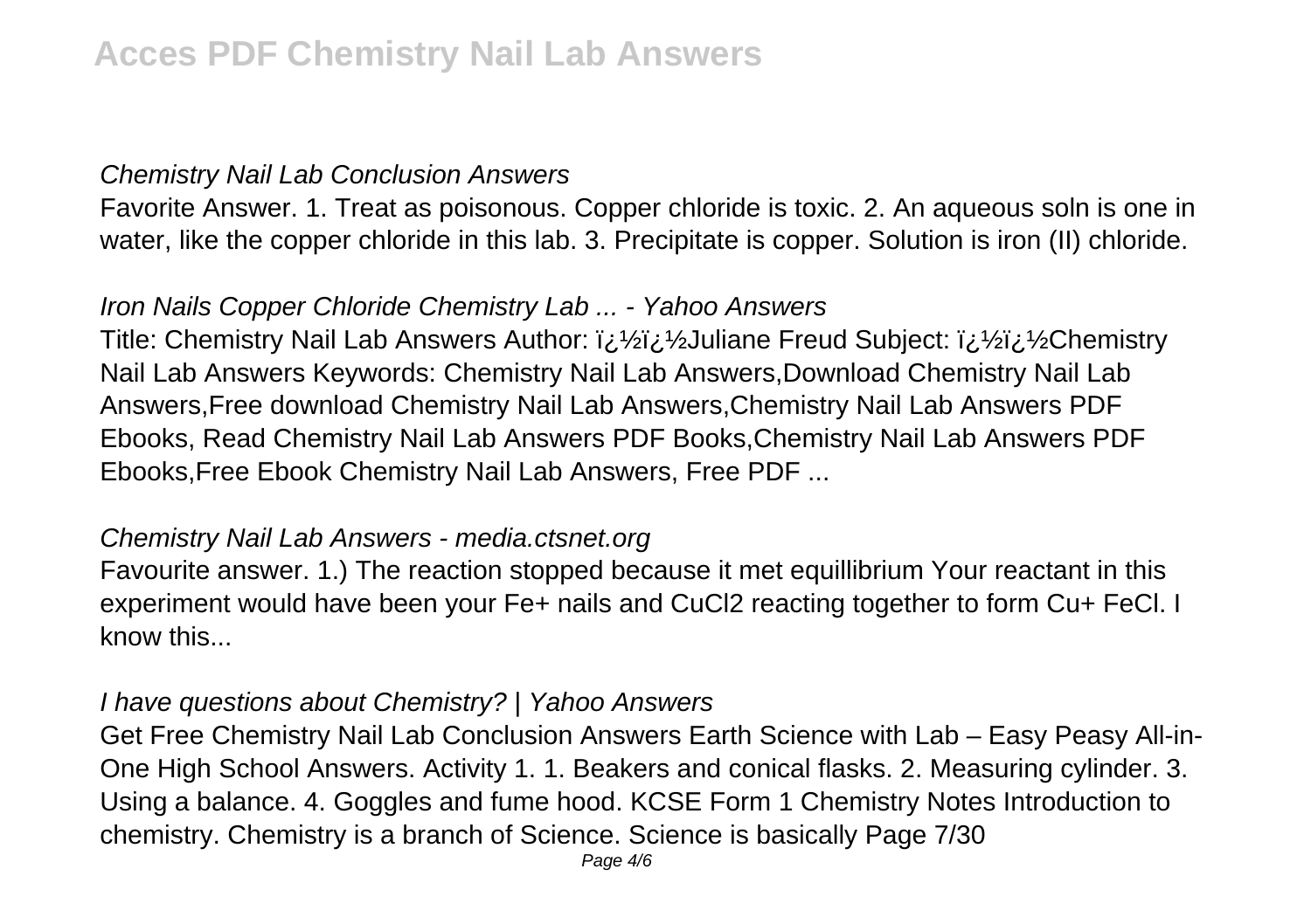### *Chemistry Nail Lab Conclusion Answers*

Favorite Answer. 1. Treat as poisonous. Copper chloride is toxic. 2. An aqueous soln is one in water, like the copper chloride in this lab. 3. Precipitate is copper. Solution is iron (II) chloride.

### *Iron Nails Copper Chloride Chemistry Lab ... - Yahoo Answers*

Title: Chemistry Nail Lab Answers Author: ï¿½ï¿½Juliane Freud Subject: ï¿½ï¿½Chemistry Nail Lab Answers Keywords: Chemistry Nail Lab Answers,Download Chemistry Nail Lab Answers,Free download Chemistry Nail Lab Answers,Chemistry Nail Lab Answers PDF Ebooks, Read Chemistry Nail Lab Answers PDF Books,Chemistry Nail Lab Answers PDF Ebooks,Free Ebook Chemistry Nail Lab Answers, Free PDF ...

### *Chemistry Nail Lab Answers - media.ctsnet.org*

Favourite answer. 1.) The reaction stopped because it met equillibrium Your reactant in this experiment would have been your $Fe^{+}$ nails and $CuCl_2$ reacting together to form $Cu^{+}$ $FeCl$. I know this...

### *I have questions about Chemistry? | Yahoo Answers*

Get Free Chemistry Nail Lab Conclusion Answers Earth Science with Lab – Easy Peasy All-in-One High School Answers. Activity 1. 1. Beakers and conical flasks. 2. Measuring cylinder. 3. Using a balance. 4. Goggles and fume hood. KCSE Form 1 Chemistry Notes Introduction to chemistry. Chemistry is a branch of Science. Science is basically Page 7/30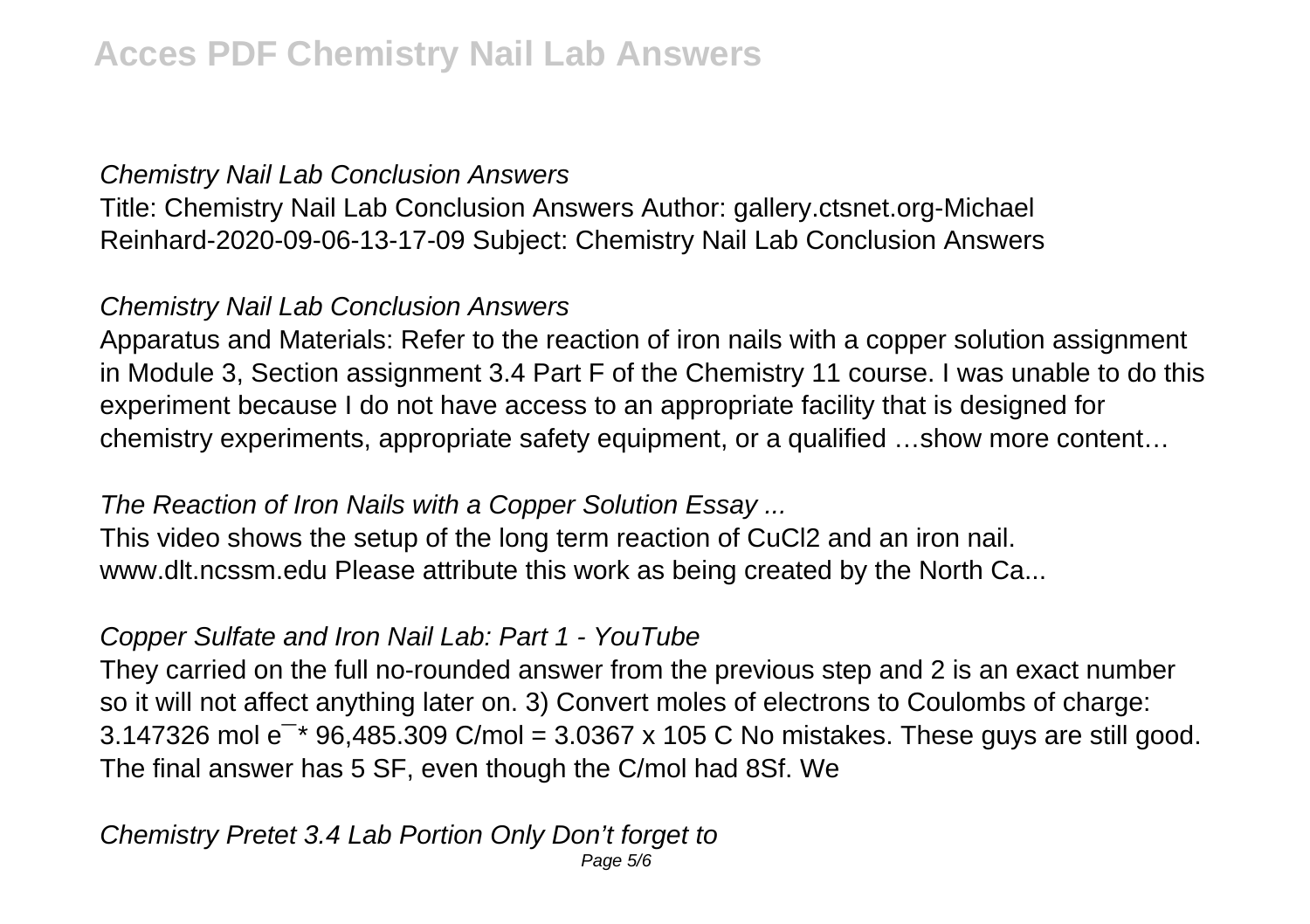### *Chemistry Nail Lab Conclusion Answers*

Title: Chemistry Nail Lab Conclusion Answers Author: gallery.ctsnet.org-Michael Reinhard-2020-09-06-13-17-09 Subject: Chemistry Nail Lab Conclusion Answers

### *Chemistry Nail Lab Conclusion Answers*

Apparatus and Materials: Refer to the reaction of iron nails with a copper solution assignment in Module 3, Section assignment 3.4 Part F of the Chemistry 11 course. I was unable to do this experiment because I do not have access to an appropriate facility that is designed for chemistry experiments, appropriate safety equipment, or a qualified …show more content…

### *The Reaction of Iron Nails with a Copper Solution Essay ...*

This video shows the setup of the long term reaction of $CuCl_2$ and an iron nail. www.dlt.ncssm.edu Please attribute this work as being created by the North Ca...

### *Copper Sulfate and Iron Nail Lab: Part 1 - YouTube*

They carried on the full no-rounded answer from the previous step and 2 is an exact number so it will not affect anything later on. 3) Convert moles of electrons to Coulombs of charge: 3.147326 mol $e^{-}$ * 96,485.309 C/mol = 3.0367 x 105 C No mistakes. These guys are still good. The final answer has 5 SF, even though the C/mol had 8Sf. We

### *Chemistry Pretet 3.4 Lab Portion Only Don't forget to*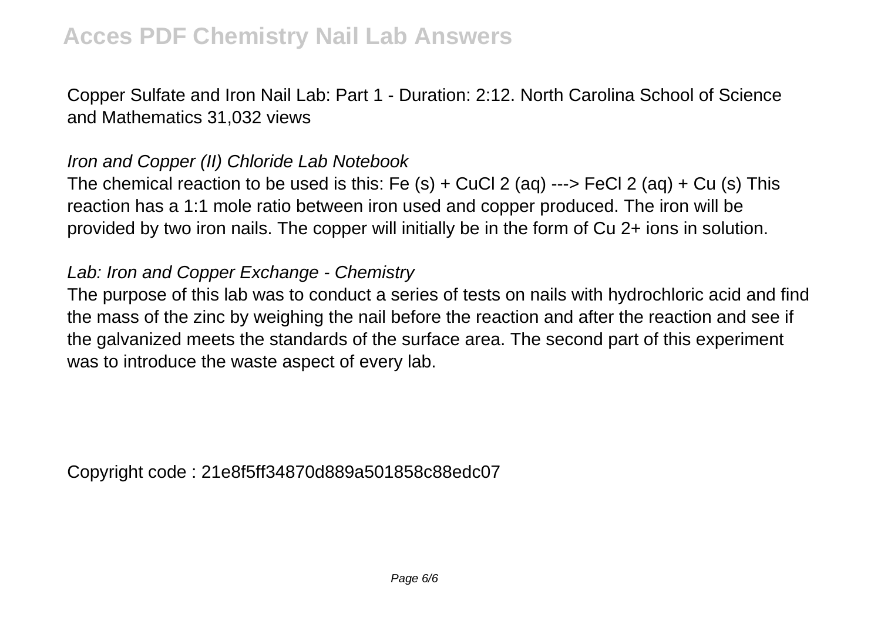Copper Sulfate and Iron Nail Lab: Part 1 - Duration: 2:12. North Carolina School of Science and Mathematics 31,032 views

*Iron and Copper (II) Chloride Lab Notebook*

The chemical reaction to be used is this: Fe (s) + $CuCl_2$ (aq) ---> $FeCl_2$ (aq) + Cu (s) This reaction has a 1:1 mole ratio between iron used and copper produced. The iron will be provided by two iron nails. The copper will initially be in the form of $Cu^{2+}$ ions in solution.

*Lab: Iron and Copper Exchange - Chemistry*

The purpose of this lab was to conduct a series of tests on nails with hydrochloric acid and find the mass of the zinc by weighing the nail before the reaction and after the reaction and see if the galvanized meets the standards of the surface area. The second part of this experiment was to introduce the waste aspect of every lab.

Copyright code : 21e8f5ff34870d889a501858c88edc07